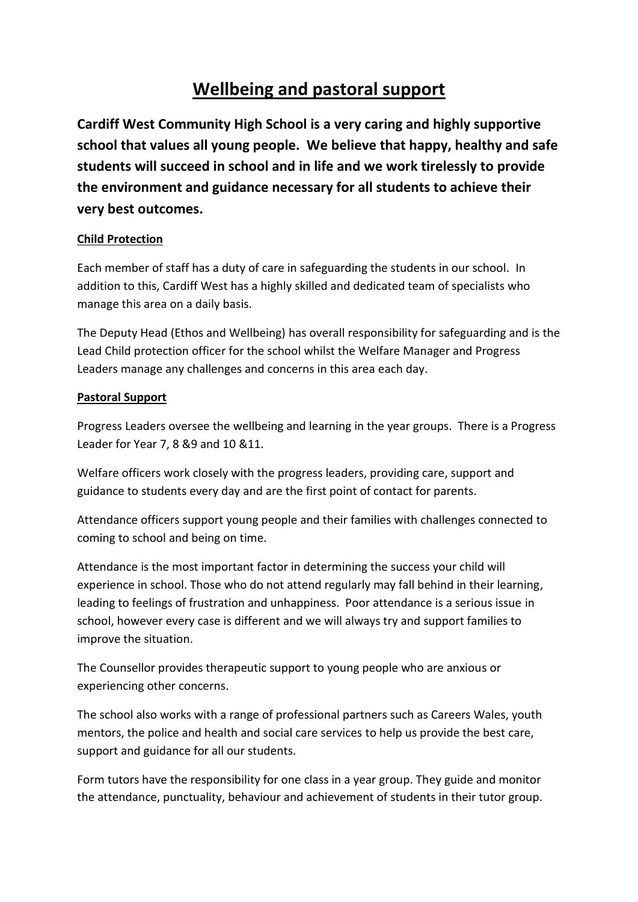# Wellbeing and pastoral support

**Cardiff West Community High School is a very caring and highly supportive school that values all young people. We believe that happy, healthy and safe students will succeed in school and in life and we work tirelessly to provide the environment and guidance necessary for all students to achieve their very best outcomes.**

## Child Protection

Each member of staff has a duty of care in safeguarding the students in our school. In addition to this, Cardiff West has a highly skilled and dedicated team of specialists who manage this area on a daily basis.

The Deputy Head (Ethos and Wellbeing) has overall responsibility for safeguarding and is the Lead Child protection officer for the school whilst the Welfare Manager and Progress Leaders manage any challenges and concerns in this area each day.

## Pastoral Support

Progress Leaders oversee the wellbeing and learning in the year groups. There is a Progress Leader for Year 7, 8 &9 and 10 &11.

Welfare officers work closely with the progress leaders, providing care, support and guidance to students every day and are the first point of contact for parents.

Attendance officers support young people and their families with challenges connected to coming to school and being on time.

Attendance is the most important factor in determining the success your child will experience in school. Those who do not attend regularly may fall behind in their learning, leading to feelings of frustration and unhappiness. Poor attendance is a serious issue in school, however every case is different and we will always try and support families to improve the situation.

The Counsellor provides therapeutic support to young people who are anxious or experiencing other concerns.

The school also works with a range of professional partners such as Careers Wales, youth mentors, the police and health and social care services to help us provide the best care, support and guidance for all our students.

Form tutors have the responsibility for one class in a year group. They guide and monitor the attendance, punctuality, behaviour and achievement of students in their tutor group.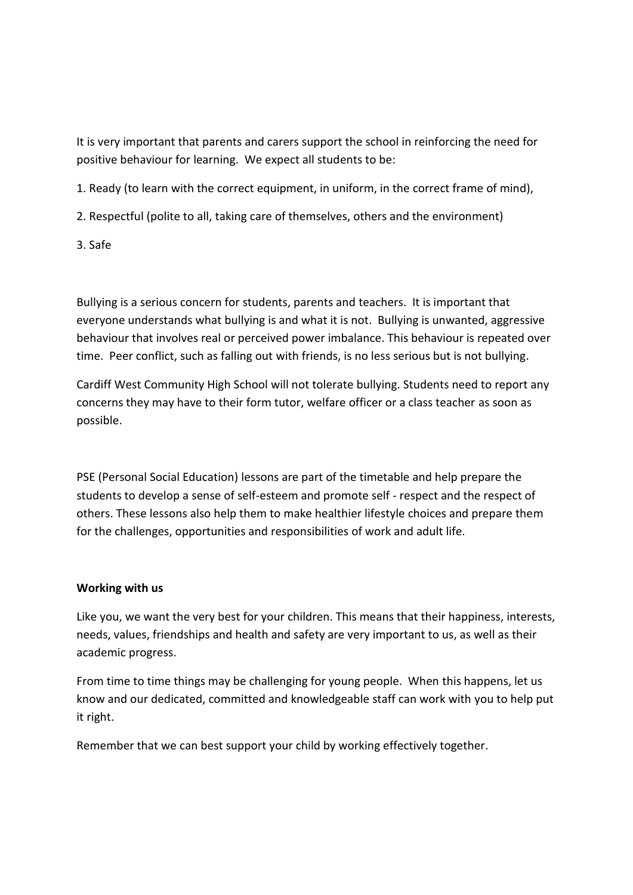It is very important that parents and carers support the school in reinforcing the need for positive behaviour for learning. We expect all students to be:

1. Ready (to learn with the correct equipment, in uniform, in the correct frame of mind),
2. Respectful (polite to all, taking care of themselves, others and the environment)
3. Safe

Bullying is a serious concern for students, parents and teachers. It is important that everyone understands what bullying is and what it is not. Bullying is unwanted, aggressive behaviour that involves real or perceived power imbalance. This behaviour is repeated over time. Peer conflict, such as falling out with friends, is no less serious but is not bullying.

Cardiff West Community High School will not tolerate bullying. Students need to report any concerns they may have to their form tutor, welfare officer or a class teacher as soon as possible.

PSE (Personal Social Education) lessons are part of the timetable and help prepare the students to develop a sense of self-esteem and promote self - respect and the respect of others. These lessons also help them to make healthier lifestyle choices and prepare them for the challenges, opportunities and responsibilities of work and adult life.

**Working with us**

Like you, we want the very best for your children. This means that their happiness, interests, needs, values, friendships and health and safety are very important to us, as well as their academic progress.

From time to time things may be challenging for young people. When this happens, let us know and our dedicated, committed and knowledgeable staff can work with you to help put it right.

Remember that we can best support your child by working effectively together.